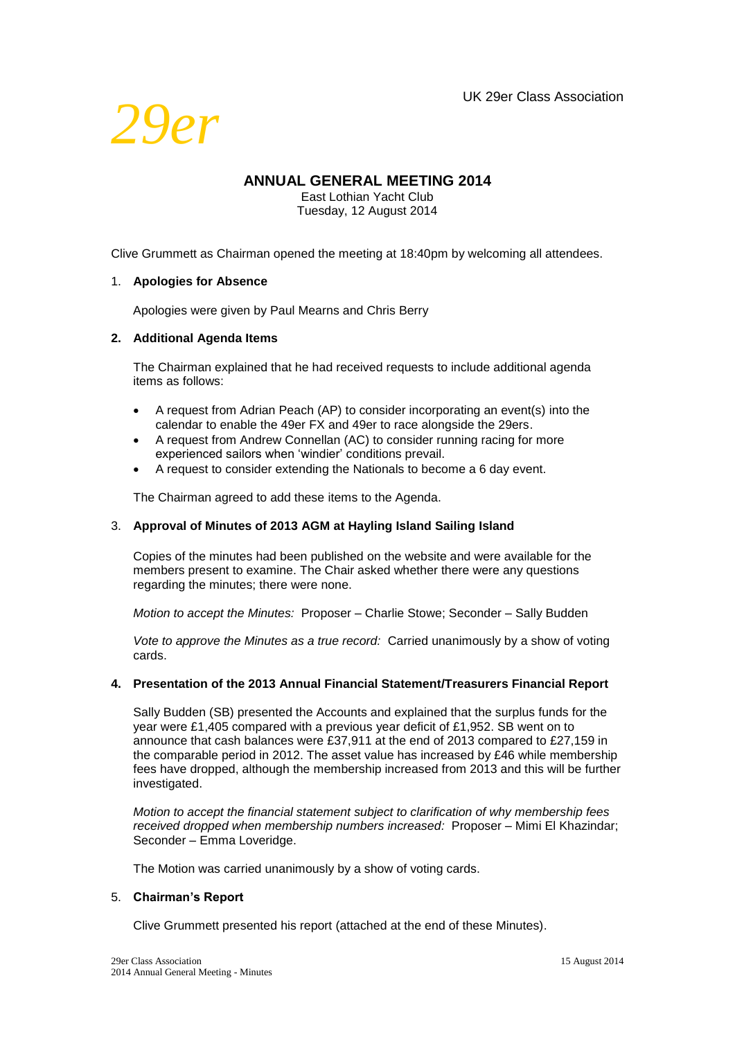UK 29er Class Association

*29er*

# ANNUAL GENERAL MEETING 2014

East Lothian Yacht Club
Tuesday, 12 August 2014

Clive Grummett as Chairman opened the meeting at 18:40pm by welcoming all attendees.

1. **Apologies for Absence**

   Apologies were given by Paul Mearns and Chris Berry

2. **Additional Agenda Items**

   The Chairman explained that he had received requests to include additional agenda items as follows:

   - A request from Adrian Peach (AP) to consider incorporating an event(s) into the calendar to enable the 49er FX and 49er to race alongside the 29ers.
   - A request from Andrew Connellan (AC) to consider running racing for more experienced sailors when 'windier' conditions prevail.
   - A request to consider extending the Nationals to become a 6 day event.

   The Chairman agreed to add these items to the Agenda.

3. **Approval of Minutes of 2013 AGM at Hayling Island Sailing Island**

   Copies of the minutes had been published on the website and were available for the members present to examine. The Chair asked whether there were any questions regarding the minutes; there were none.

   *Motion to accept the Minutes:* Proposer – Charlie Stowe; Seconder – Sally Budden

   *Vote to approve the Minutes as a true record:* Carried unanimously by a show of voting cards.

4. **Presentation of the 2013 Annual Financial Statement/Treasurers Financial Report**

   Sally Budden (SB) presented the Accounts and explained that the surplus funds for the year were £1,405 compared with a previous year deficit of £1,952. SB went on to announce that cash balances were £37,911 at the end of 2013 compared to £27,159 in the comparable period in 2012. The asset value has increased by £46 while membership fees have dropped, although the membership increased from 2013 and this will be further investigated.

   *Motion to accept the financial statement subject to clarification of why membership fees received dropped when membership numbers increased:* Proposer – Mimi El Khazindar; Seconder – Emma Loveridge.

   The Motion was carried unanimously by a show of voting cards.

5. **Chairman's Report**

   Clive Grummett presented his report (attached at the end of these Minutes).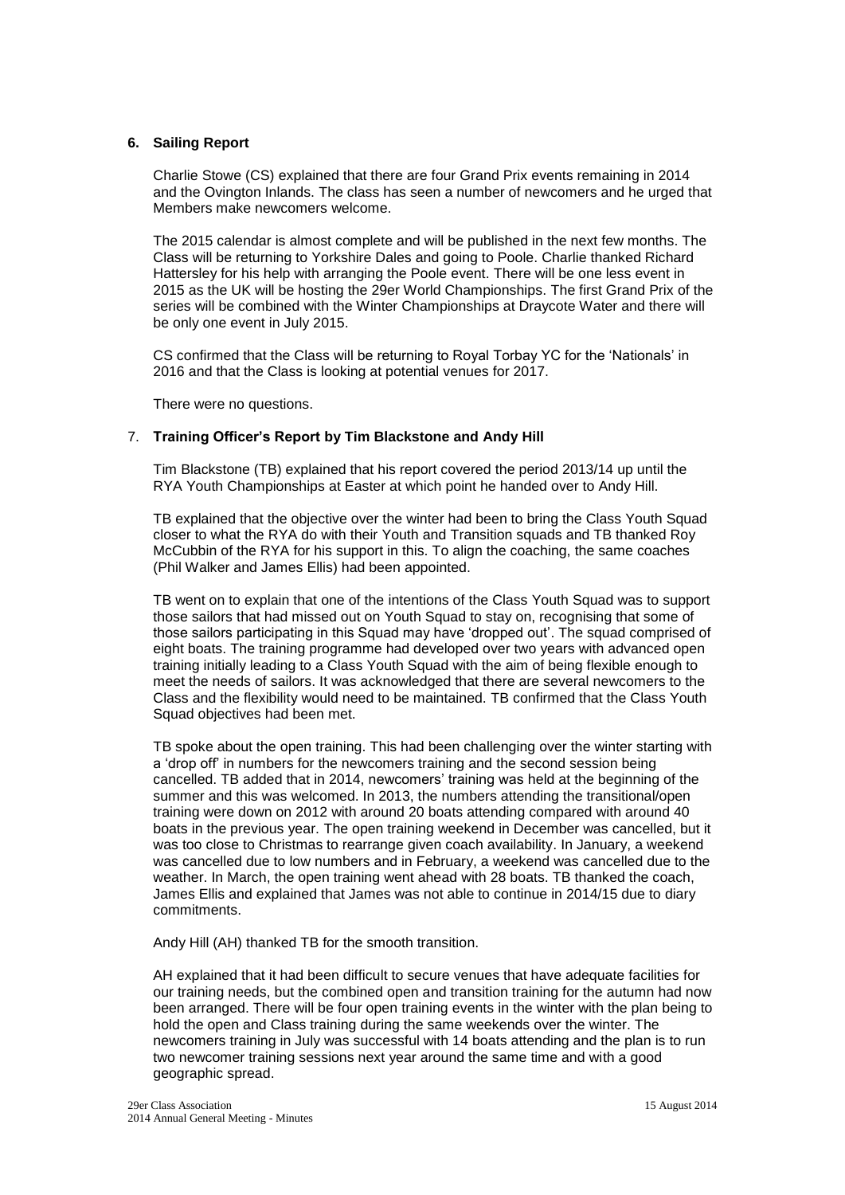## 6. Sailing Report

Charlie Stowe (CS) explained that there are four Grand Prix events remaining in 2014 and the Ovington Inlands. The class has seen a number of newcomers and he urged that Members make newcomers welcome.

The 2015 calendar is almost complete and will be published in the next few months. The Class will be returning to Yorkshire Dales and going to Poole. Charlie thanked Richard Hattersley for his help with arranging the Poole event. There will be one less event in 2015 as the UK will be hosting the 29er World Championships. The first Grand Prix of the series will be combined with the Winter Championships at Draycote Water and there will be only one event in July 2015.

CS confirmed that the Class will be returning to Royal Torbay YC for the 'Nationals' in 2016 and that the Class is looking at potential venues for 2017.

There were no questions.

## 7. Training Officer's Report by Tim Blackstone and Andy Hill

Tim Blackstone (TB) explained that his report covered the period 2013/14 up until the RYA Youth Championships at Easter at which point he handed over to Andy Hill.

TB explained that the objective over the winter had been to bring the Class Youth Squad closer to what the RYA do with their Youth and Transition squads and TB thanked Roy McCubbin of the RYA for his support in this. To align the coaching, the same coaches (Phil Walker and James Ellis) had been appointed.

TB went on to explain that one of the intentions of the Class Youth Squad was to support those sailors that had missed out on Youth Squad to stay on, recognising that some of those sailors participating in this Squad may have 'dropped out'. The squad comprised of eight boats. The training programme had developed over two years with advanced open training initially leading to a Class Youth Squad with the aim of being flexible enough to meet the needs of sailors. It was acknowledged that there are several newcomers to the Class and the flexibility would need to be maintained. TB confirmed that the Class Youth Squad objectives had been met.

TB spoke about the open training. This had been challenging over the winter starting with a 'drop off' in numbers for the newcomers training and the second session being cancelled. TB added that in 2014, newcomers' training was held at the beginning of the summer and this was welcomed. In 2013, the numbers attending the transitional/open training were down on 2012 with around 20 boats attending compared with around 40 boats in the previous year. The open training weekend in December was cancelled, but it was too close to Christmas to rearrange given coach availability. In January, a weekend was cancelled due to low numbers and in February, a weekend was cancelled due to the weather. In March, the open training went ahead with 28 boats. TB thanked the coach, James Ellis and explained that James was not able to continue in 2014/15 due to diary commitments.

Andy Hill (AH) thanked TB for the smooth transition.

AH explained that it had been difficult to secure venues that have adequate facilities for our training needs, but the combined open and transition training for the autumn had now been arranged. There will be four open training events in the winter with the plan being to hold the open and Class training during the same weekends over the winter. The newcomers training in July was successful with 14 boats attending and the plan is to run two newcomer training sessions next year around the same time and with a good geographic spread.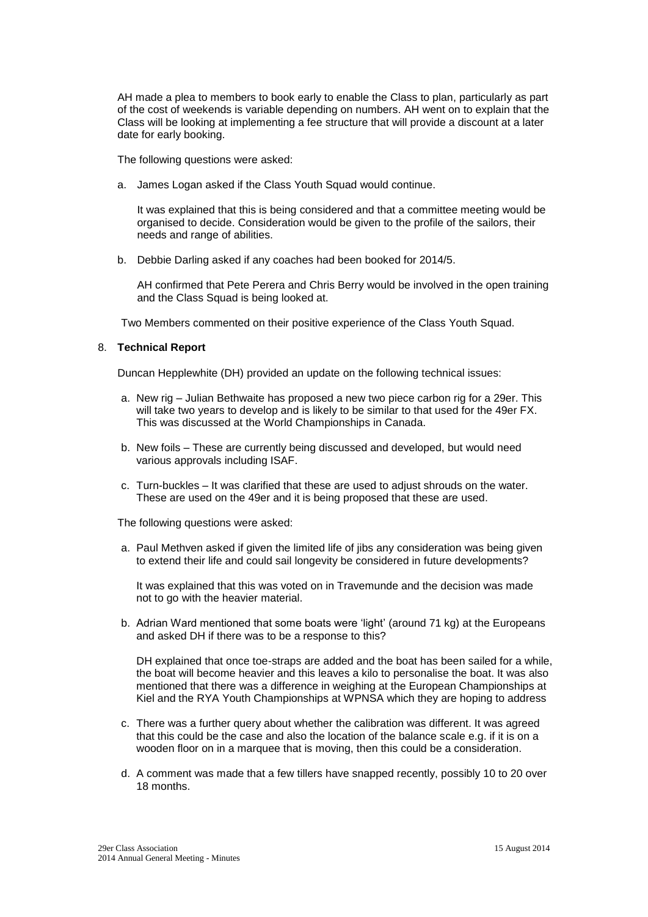AH made a plea to members to book early to enable the Class to plan, particularly as part of the cost of weekends is variable depending on numbers. AH went on to explain that the Class will be looking at implementing a fee structure that will provide a discount at a later date for early booking.

The following questions were asked:

a. James Logan asked if the Class Youth Squad would continue.

   It was explained that this is being considered and that a committee meeting would be organised to decide. Consideration would be given to the profile of the sailors, their needs and range of abilities.

b. Debbie Darling asked if any coaches had been booked for 2014/5.

   AH confirmed that Pete Perera and Chris Berry would be involved in the open training and the Class Squad is being looked at.

Two Members commented on their positive experience of the Class Youth Squad.

8. **Technical Report**

Duncan Hepplewhite (DH) provided an update on the following technical issues:

a. New rig – Julian Bethwaite has proposed a new two piece carbon rig for a 29er. This will take two years to develop and is likely to be similar to that used for the 49er FX. This was discussed at the World Championships in Canada.

b. New foils – These are currently being discussed and developed, but would need various approvals including ISAF.

c. Turn-buckles – It was clarified that these are used to adjust shrouds on the water. These are used on the 49er and it is being proposed that these are used.

The following questions were asked:

a. Paul Methven asked if given the limited life of jibs any consideration was being given to extend their life and could sail longevity be considered in future developments?

   It was explained that this was voted on in Travemunde and the decision was made not to go with the heavier material.

b. Adrian Ward mentioned that some boats were 'light' (around 71 kg) at the Europeans and asked DH if there was to be a response to this?

   DH explained that once toe-straps are added and the boat has been sailed for a while, the boat will become heavier and this leaves a kilo to personalise the boat. It was also mentioned that there was a difference in weighing at the European Championships at Kiel and the RYA Youth Championships at WPNSA which they are hoping to address

c. There was a further query about whether the calibration was different. It was agreed that this could be the case and also the location of the balance scale e.g. if it is on a wooden floor on in a marquee that is moving, then this could be a consideration.

d. A comment was made that a few tillers have snapped recently, possibly 10 to 20 over 18 months.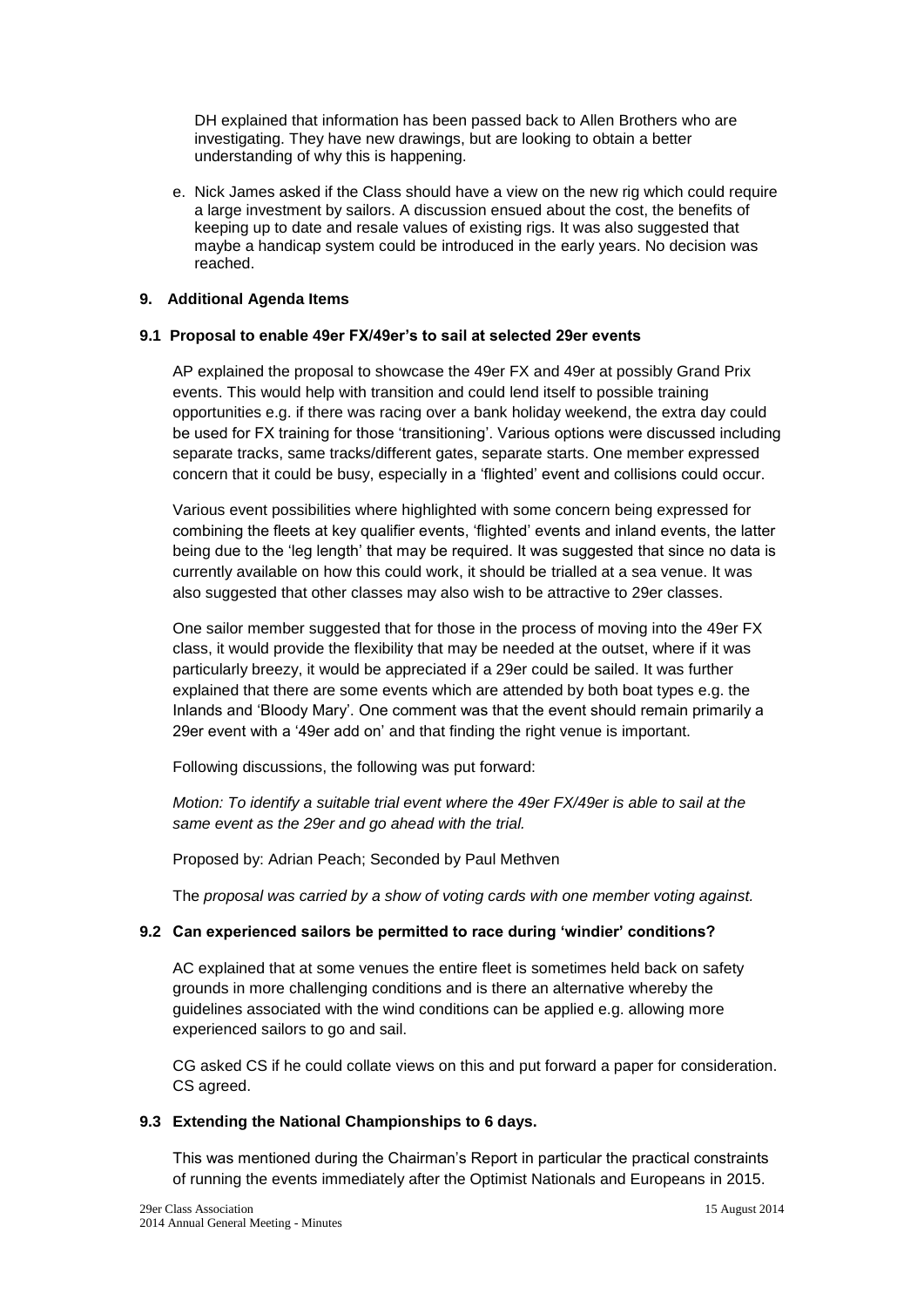DH explained that information has been passed back to Allen Brothers who are investigating. They have new drawings, but are looking to obtain a better understanding of why this is happening.

e. Nick James asked if the Class should have a view on the new rig which could require a large investment by sailors. A discussion ensued about the cost, the benefits of keeping up to date and resale values of existing rigs. It was also suggested that maybe a handicap system could be introduced in the early years. No decision was reached.

### 9. Additional Agenda Items

#### 9.1 Proposal to enable 49er FX/49er's to sail at selected 29er events

AP explained the proposal to showcase the 49er FX and 49er at possibly Grand Prix events. This would help with transition and could lend itself to possible training opportunities e.g. if there was racing over a bank holiday weekend, the extra day could be used for FX training for those 'transitioning'. Various options were discussed including separate tracks, same tracks/different gates, separate starts. One member expressed concern that it could be busy, especially in a 'flighted' event and collisions could occur.

Various event possibilities where highlighted with some concern being expressed for combining the fleets at key qualifier events, 'flighted' events and inland events, the latter being due to the 'leg length' that may be required. It was suggested that since no data is currently available on how this could work, it should be trialled at a sea venue. It was also suggested that other classes may also wish to be attractive to 29er classes.

One sailor member suggested that for those in the process of moving into the 49er FX class, it would provide the flexibility that may be needed at the outset, where if it was particularly breezy, it would be appreciated if a 29er could be sailed. It was further explained that there are some events which are attended by both boat types e.g. the Inlands and 'Bloody Mary'. One comment was that the event should remain primarily a 29er event with a '49er add on' and that finding the right venue is important.

Following discussions, the following was put forward:

*Motion: To identify a suitable trial event where the 49er FX/49er is able to sail at the same event as the 29er and go ahead with the trial.*

Proposed by: Adrian Peach; Seconded by Paul Methven

The *proposal was carried by a show of voting cards with one member voting against.*

#### 9.2 Can experienced sailors be permitted to race during 'windier' conditions?

AC explained that at some venues the entire fleet is sometimes held back on safety grounds in more challenging conditions and is there an alternative whereby the guidelines associated with the wind conditions can be applied e.g. allowing more experienced sailors to go and sail.

CG asked CS if he could collate views on this and put forward a paper for consideration. CS agreed.

#### 9.3 Extending the National Championships to 6 days.

This was mentioned during the Chairman's Report in particular the practical constraints of running the events immediately after the Optimist Nationals and Europeans in 2015.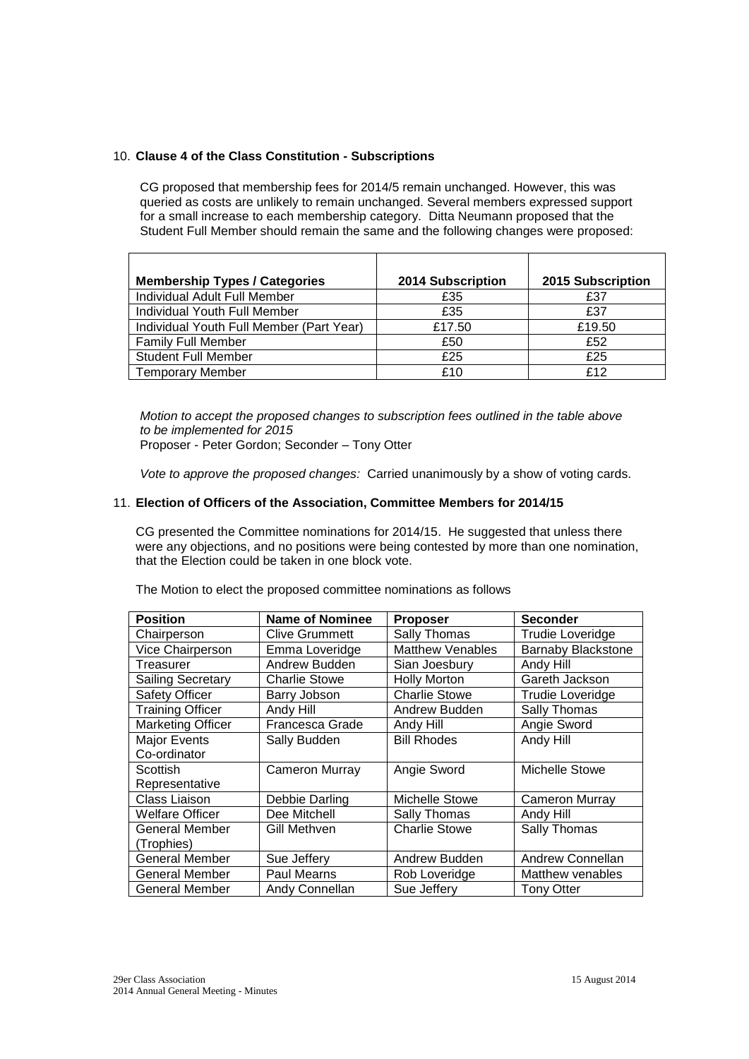10. **Clause 4 of the Class Constitution - Subscriptions**

    CG proposed that membership fees for 2014/5 remain unchanged. However, this was queried as costs are unlikely to remain unchanged. Several members expressed support for a small increase to each membership category. Ditta Neumann proposed that the Student Full Member should remain the same and the following changes were proposed:

| Membership Types / Categories | 2014 Subscription | 2015 Subscription |
|---|---|---|
| Individual Adult Full Member | £35 | £37 |
| Individual Youth Full Member | £35 | £37 |
| Individual Youth Full Member (Part Year) | £17.50 | £19.50 |
| Family Full Member | £50 | £52 |
| Student Full Member | £25 | £25 |
| Temporary Member | £10 | £12 |

*Motion to accept the proposed changes to subscription fees outlined in the table above to be implemented for 2015*
Proposer - Peter Gordon; Seconder – Tony Otter

*Vote to approve the proposed changes:* Carried unanimously by a show of voting cards.

11. **Election of Officers of the Association, Committee Members for 2014/15**

    CG presented the Committee nominations for 2014/15. He suggested that unless there were any objections, and no positions were being contested by more than one nomination, that the Election could be taken in one block vote.

The Motion to elect the proposed committee nominations as follows

| Position | Name of Nominee | Proposer | Seconder |
|---|---|---|---|
| Chairperson | Clive Grummett | Sally Thomas | Trudie Loveridge |
| Vice Chairperson | Emma Loveridge | Matthew Venables | Barnaby Blackstone |
| Treasurer | Andrew Budden | Sian Joesbury | Andy Hill |
| Sailing Secretary | Charlie Stowe | Holly Morton | Gareth Jackson |
| Safety Officer | Barry Jobson | Charlie Stowe | Trudie Loveridge |
| Training Officer | Andy Hill | Andrew Budden | Sally Thomas |
| Marketing Officer | Francesca Grade | Andy Hill | Angie Sword |
| Major Events Co-ordinator | Sally Budden | Bill Rhodes | Andy Hill |
| Scottish Representative | Cameron Murray | Angie Sword | Michelle Stowe |
| Class Liaison | Debbie Darling | Michelle Stowe | Cameron Murray |
| Welfare Officer | Dee Mitchell | Sally Thomas | Andy Hill |
| General Member (Trophies) | Gill Methven | Charlie Stowe | Sally Thomas |
| General Member | Sue Jeffery | Andrew Budden | Andrew Connellan |
| General Member | Paul Mearns | Rob Loveridge | Matthew venables |
| General Member | Andy Connellan | Sue Jeffery | Tony Otter |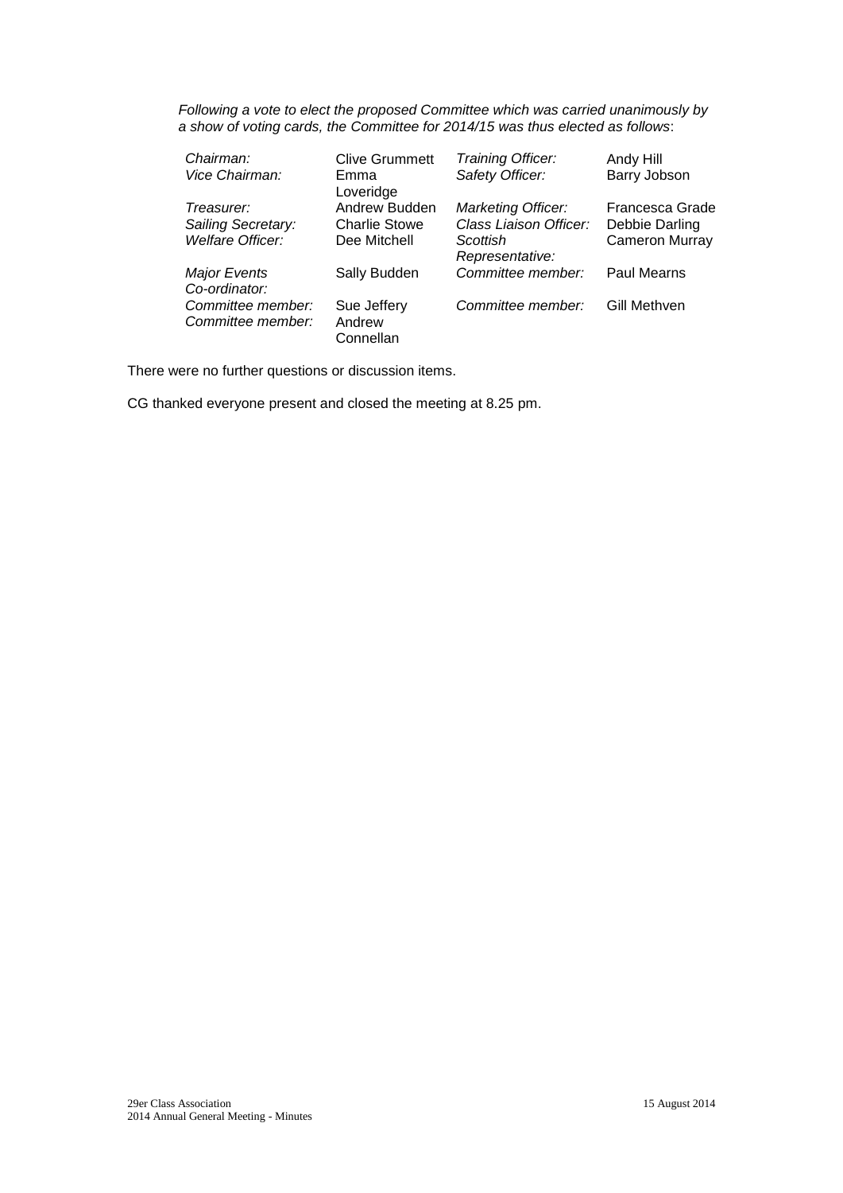*Following a vote to elect the proposed Committee which was carried unanimously by a show of voting cards, the Committee for 2014/15 was thus elected as follows*:

| | | | |
|---|---|---|---|
| *Chairman:* | Clive Grummett | *Training Officer:* | Andy Hill |
| *Vice Chairman:* | Emma Loveridge | *Safety Officer:* | Barry Jobson |
| *Treasurer:* | Andrew Budden | *Marketing Officer:* | Francesca Grade |
| *Sailing Secretary:* | Charlie Stowe | *Class Liaison Officer:* | Debbie Darling |
| *Welfare Officer:* | Dee Mitchell | *Scottish Representative:* | Cameron Murray |
| *Major Events Co-ordinator:* | Sally Budden | *Committee member:* | Paul Mearns |
| *Committee member:* | Sue Jeffery | *Committee member:* | Gill Methven |
| *Committee member:* | Andrew Connellan | | |

There were no further questions or discussion items.

CG thanked everyone present and closed the meeting at 8.25 pm.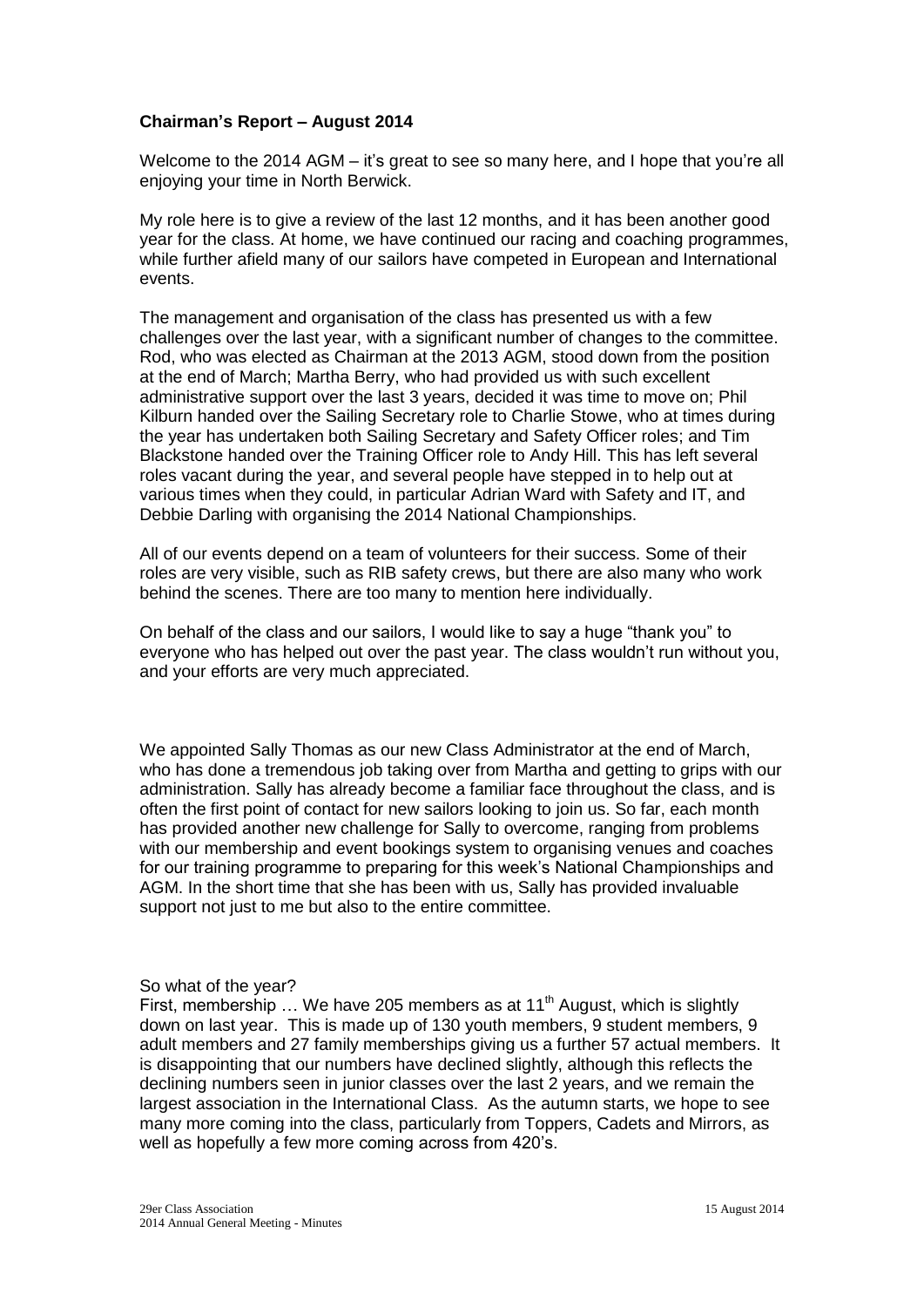**Chairman's Report – August 2014**

Welcome to the 2014 AGM – it's great to see so many here, and I hope that you're all enjoying your time in North Berwick.

My role here is to give a review of the last 12 months, and it has been another good year for the class. At home, we have continued our racing and coaching programmes, while further afield many of our sailors have competed in European and International events.

The management and organisation of the class has presented us with a few challenges over the last year, with a significant number of changes to the committee. Rod, who was elected as Chairman at the 2013 AGM, stood down from the position at the end of March; Martha Berry, who had provided us with such excellent administrative support over the last 3 years, decided it was time to move on; Phil Kilburn handed over the Sailing Secretary role to Charlie Stowe, who at times during the year has undertaken both Sailing Secretary and Safety Officer roles; and Tim Blackstone handed over the Training Officer role to Andy Hill. This has left several roles vacant during the year, and several people have stepped in to help out at various times when they could, in particular Adrian Ward with Safety and IT, and Debbie Darling with organising the 2014 National Championships.

All of our events depend on a team of volunteers for their success. Some of their roles are very visible, such as RIB safety crews, but there are also many who work behind the scenes. There are too many to mention here individually.

On behalf of the class and our sailors, I would like to say a huge "thank you" to everyone who has helped out over the past year. The class wouldn't run without you, and your efforts are very much appreciated.

We appointed Sally Thomas as our new Class Administrator at the end of March, who has done a tremendous job taking over from Martha and getting to grips with our administration. Sally has already become a familiar face throughout the class, and is often the first point of contact for new sailors looking to join us. So far, each month has provided another new challenge for Sally to overcome, ranging from problems with our membership and event bookings system to organising venues and coaches for our training programme to preparing for this week's National Championships and AGM. In the short time that she has been with us, Sally has provided invaluable support not just to me but also to the entire committee.

So what of the year?

First, membership … We have 205 members as at 11th August, which is slightly down on last year. This is made up of 130 youth members, 9 student members, 9 adult members and 27 family memberships giving us a further 57 actual members. It is disappointing that our numbers have declined slightly, although this reflects the declining numbers seen in junior classes over the last 2 years, and we remain the largest association in the International Class. As the autumn starts, we hope to see many more coming into the class, particularly from Toppers, Cadets and Mirrors, as well as hopefully a few more coming across from 420's.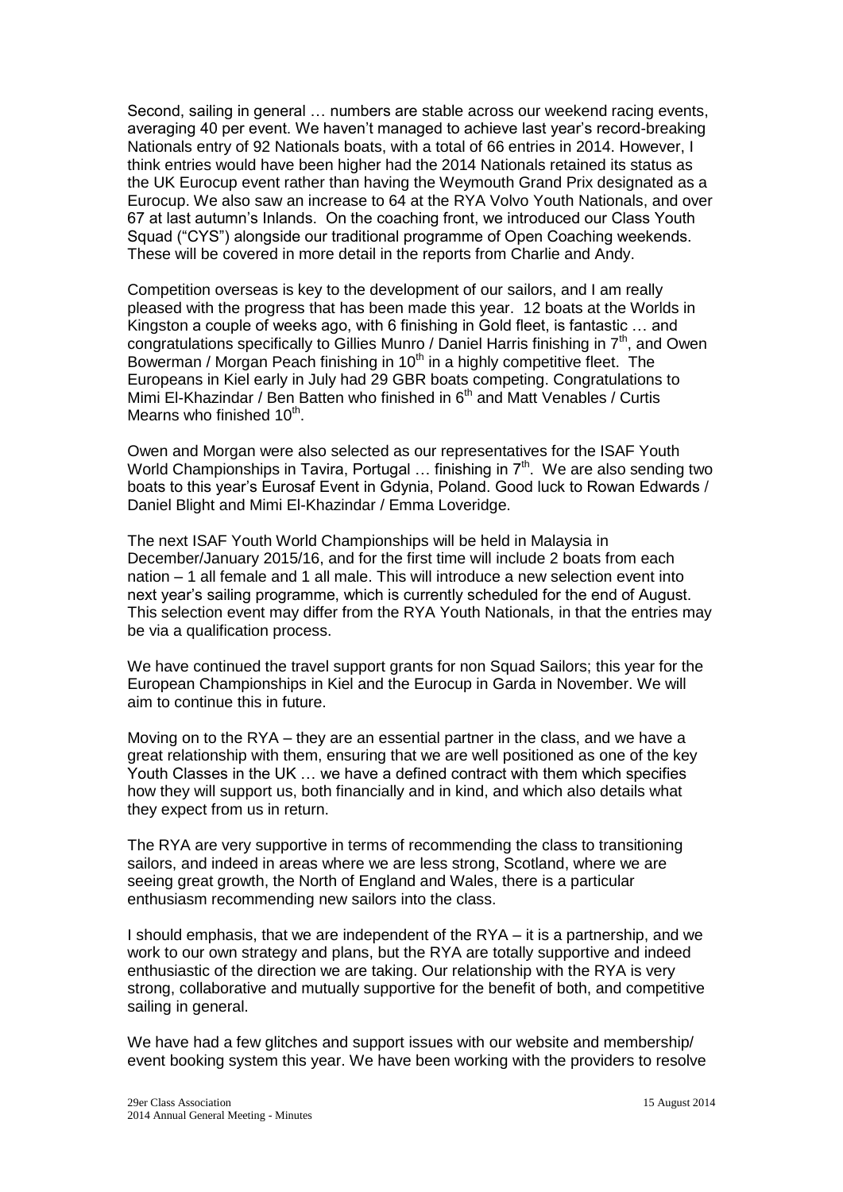Second, sailing in general … numbers are stable across our weekend racing events, averaging 40 per event. We haven't managed to achieve last year's record-breaking Nationals entry of 92 Nationals boats, with a total of 66 entries in 2014. However, I think entries would have been higher had the 2014 Nationals retained its status as the UK Eurocup event rather than having the Weymouth Grand Prix designated as a Eurocup. We also saw an increase to 64 at the RYA Volvo Youth Nationals, and over 67 at last autumn's Inlands. On the coaching front, we introduced our Class Youth Squad ("CYS") alongside our traditional programme of Open Coaching weekends. These will be covered in more detail in the reports from Charlie and Andy.

Competition overseas is key to the development of our sailors, and I am really pleased with the progress that has been made this year. 12 boats at the Worlds in Kingston a couple of weeks ago, with 6 finishing in Gold fleet, is fantastic … and congratulations specifically to Gillies Munro / Daniel Harris finishing in 7th, and Owen Bowerman / Morgan Peach finishing in 10th in a highly competitive fleet. The Europeans in Kiel early in July had 29 GBR boats competing. Congratulations to Mimi El-Khazindar / Ben Batten who finished in 6th and Matt Venables / Curtis Mearns who finished 10th.

Owen and Morgan were also selected as our representatives for the ISAF Youth World Championships in Tavira, Portugal … finishing in 7th. We are also sending two boats to this year's Eurosaf Event in Gdynia, Poland. Good luck to Rowan Edwards / Daniel Blight and Mimi El-Khazindar / Emma Loveridge.

The next ISAF Youth World Championships will be held in Malaysia in December/January 2015/16, and for the first time will include 2 boats from each nation – 1 all female and 1 all male. This will introduce a new selection event into next year's sailing programme, which is currently scheduled for the end of August. This selection event may differ from the RYA Youth Nationals, in that the entries may be via a qualification process.

We have continued the travel support grants for non Squad Sailors; this year for the European Championships in Kiel and the Eurocup in Garda in November. We will aim to continue this in future.

Moving on to the RYA – they are an essential partner in the class, and we have a great relationship with them, ensuring that we are well positioned as one of the key Youth Classes in the UK … we have a defined contract with them which specifies how they will support us, both financially and in kind, and which also details what they expect from us in return.

The RYA are very supportive in terms of recommending the class to transitioning sailors, and indeed in areas where we are less strong, Scotland, where we are seeing great growth, the North of England and Wales, there is a particular enthusiasm recommending new sailors into the class.

I should emphasis, that we are independent of the RYA – it is a partnership, and we work to our own strategy and plans, but the RYA are totally supportive and indeed enthusiastic of the direction we are taking. Our relationship with the RYA is very strong, collaborative and mutually supportive for the benefit of both, and competitive sailing in general.

We have had a few glitches and support issues with our website and membership/ event booking system this year. We have been working with the providers to resolve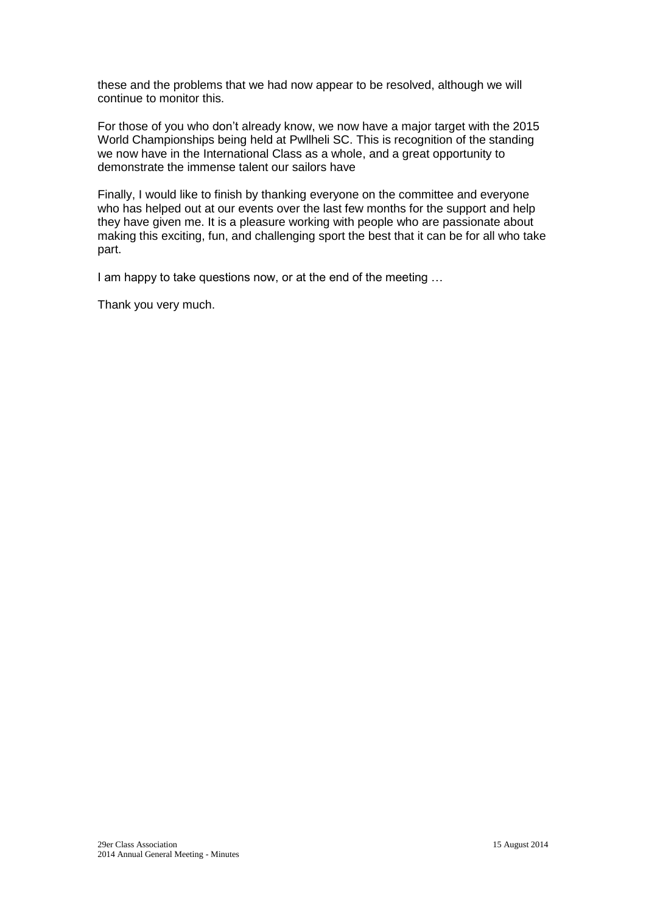these and the problems that we had now appear to be resolved, although we will continue to monitor this.

For those of you who don't already know, we now have a major target with the 2015 World Championships being held at Pwllheli SC. This is recognition of the standing we now have in the International Class as a whole, and a great opportunity to demonstrate the immense talent our sailors have

Finally, I would like to finish by thanking everyone on the committee and everyone who has helped out at our events over the last few months for the support and help they have given me. It is a pleasure working with people who are passionate about making this exciting, fun, and challenging sport the best that it can be for all who take part.

I am happy to take questions now, or at the end of the meeting …

Thank you very much.